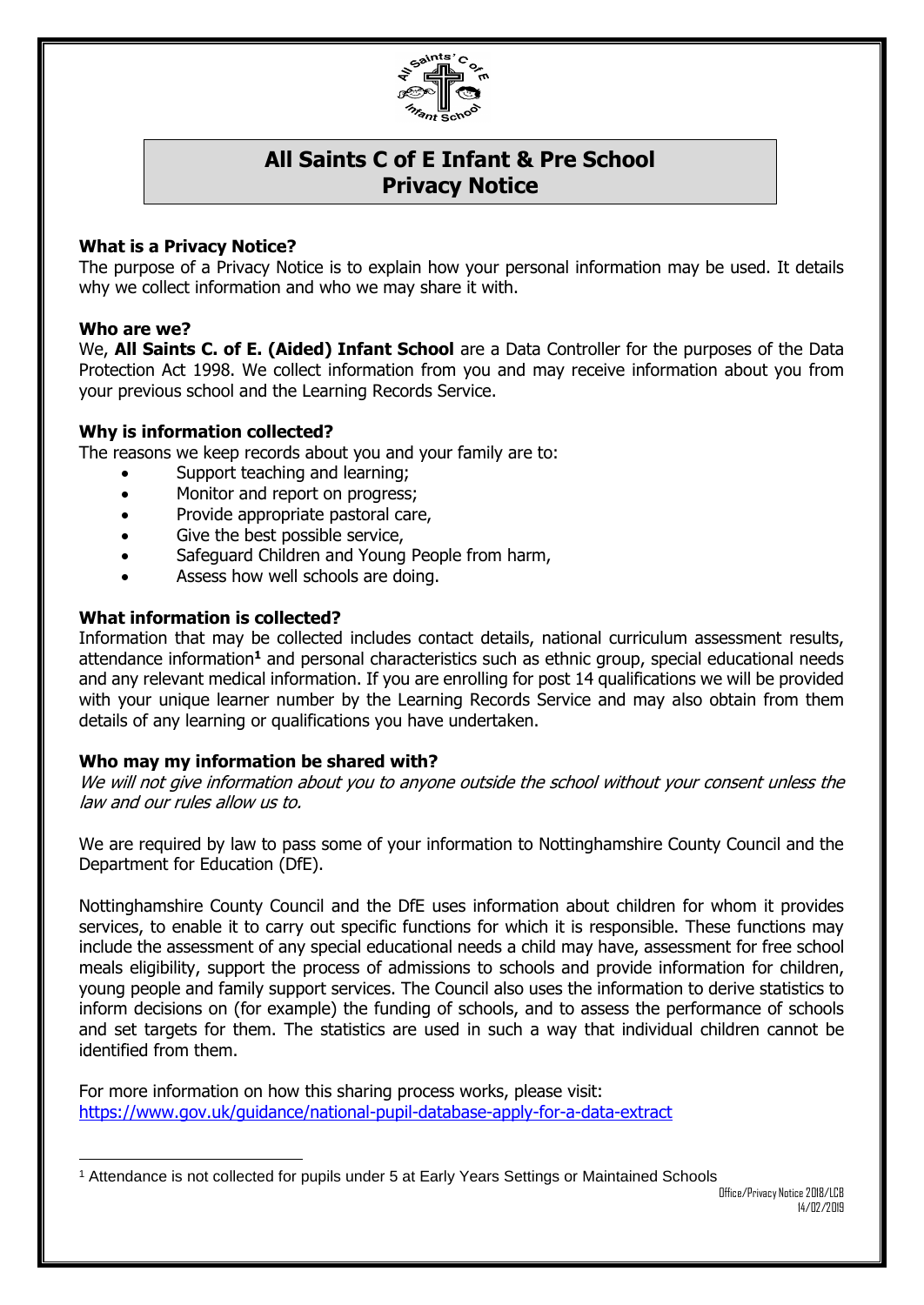# All Saints C of E Infant & Pre School
# Privacy Notice

**What is a Privacy Notice?**

The purpose of a Privacy Notice is to explain how your personal information may be used. It details why we collect information and who we may share it with.

**Who are we?**

We, **All Saints C. of E. (Aided) Infant School** are a Data Controller for the purposes of the Data Protection Act 1998. We collect information from you and may receive information about you from your previous school and the Learning Records Service.

**Why is information collected?**

The reasons we keep records about you and your family are to:

- Support teaching and learning;
- Monitor and report on progress;
- Provide appropriate pastoral care,
- Give the best possible service,
- Safeguard Children and Young People from harm,
- Assess how well schools are doing.

**What information is collected?**

Information that may be collected includes contact details, national curriculum assessment results, attendance information[1] and personal characteristics such as ethnic group, special educational needs and any relevant medical information. If you are enrolling for post 14 qualifications we will be provided with your unique learner number by the Learning Records Service and may also obtain from them details of any learning or qualifications you have undertaken.

**Who may my information be shared with?**

*We will not give information about you to anyone outside the school without your consent unless the law and our rules allow us to.*

We are required by law to pass some of your information to Nottinghamshire County Council and the Department for Education (DfE).

Nottinghamshire County Council and the DfE uses information about children for whom it provides services, to enable it to carry out specific functions for which it is responsible. These functions may include the assessment of any special educational needs a child may have, assessment for free school meals eligibility, support the process of admissions to schools and provide information for children, young people and family support services. The Council also uses the information to derive statistics to inform decisions on (for example) the funding of schools, and to assess the performance of schools and set targets for them. The statistics are used in such a way that individual children cannot be identified from them.

For more information on how this sharing process works, please visit:
https://www.gov.uk/guidance/national-pupil-database-apply-for-a-data-extract

[1] Attendance is not collected for pupils under 5 at Early Years Settings or Maintained Schools

Office/Privacy Notice 2018/LCB
14/02/2019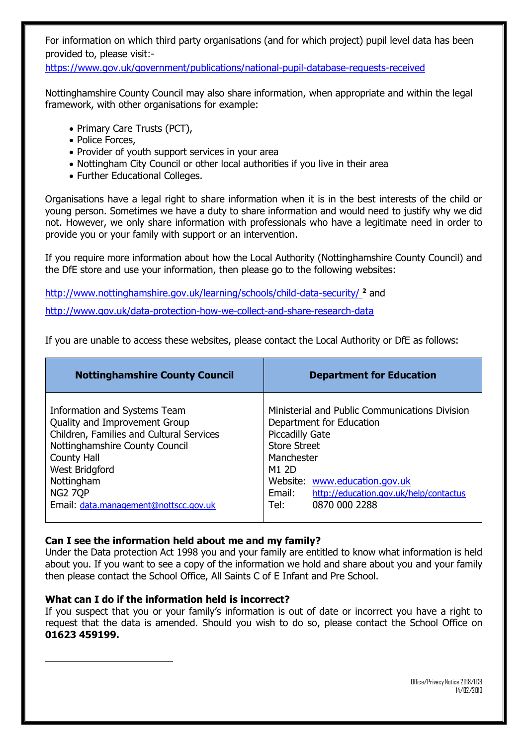For information on which third party organisations (and for which project) pupil level data has been provided to, please visit:-
https://www.gov.uk/government/publications/national-pupil-database-requests-received

Nottinghamshire County Council may also share information, when appropriate and within the legal framework, with other organisations for example:

- Primary Care Trusts (PCT),
- Police Forces,
- Provider of youth support services in your area
- Nottingham City Council or other local authorities if you live in their area
- Further Educational Colleges.

Organisations have a legal right to share information when it is in the best interests of the child or young person. Sometimes we have a duty to share information and would need to justify why we did not. However, we only share information with professionals who have a legitimate need in order to provide you or your family with support or an intervention.

If you require more information about how the Local Authority (Nottinghamshire County Council) and the DfE store and use your information, then please go to the following websites:

http://www.nottinghamshire.gov.uk/learning/schools/child-data-security/ [2] and

http://www.gov.uk/data-protection-how-we-collect-and-share-research-data

If you are unable to access these websites, please contact the Local Authority or DfE as follows:

| Nottinghamshire County Council | Department for Education |
|---|---|
| Information and Systems Team<br>Quality and Improvement Group<br>Children, Families and Cultural Services<br>Nottinghamshire County Council<br>County Hall<br>West Bridgford<br>Nottingham<br>NG2 7QP<br>Email: data.management@nottscc.gov.uk | Ministerial and Public Communications Division<br>Department for Education<br>Piccadilly Gate<br>Store Street<br>Manchester<br>M1 2D<br>Website: www.education.gov.uk<br>Email: http://education.gov.uk/help/contactus<br>Tel: 0870 000 2288 |

**Can I see the information held about me and my family?**
Under the Data protection Act 1998 you and your family are entitled to know what information is held about you. If you want to see a copy of the information we hold and share about you and your family then please contact the School Office, All Saints C of E Infant and Pre School.

**What can I do if the information held is incorrect?**
If you suspect that you or your family's information is out of date or incorrect you have a right to request that the data is amended. Should you wish to do so, please contact the School Office on **01623 459199.**

Office/Privacy Notice 2018/LCB
14/02/2019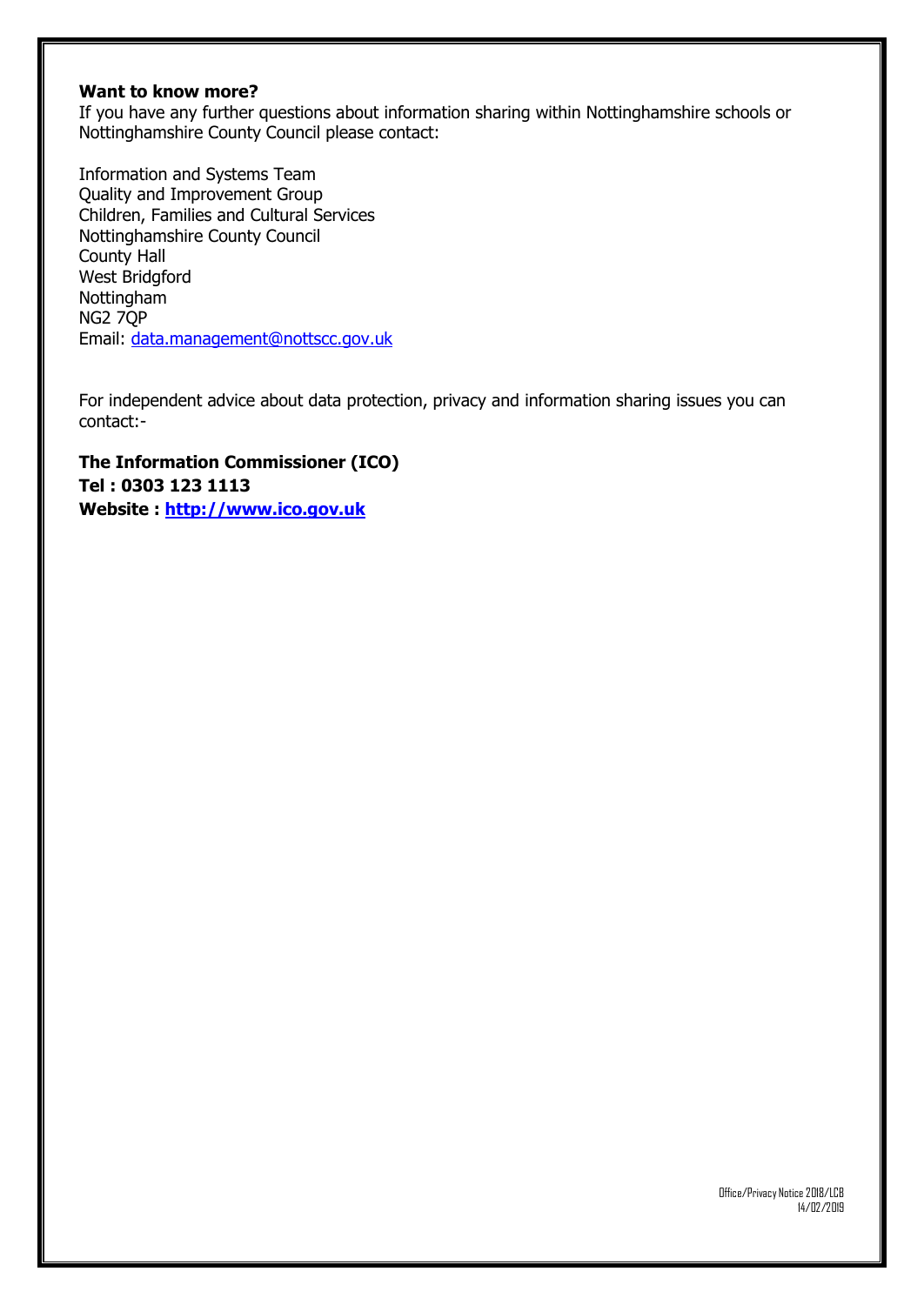**Want to know more?**

If you have any further questions about information sharing within Nottinghamshire schools or Nottinghamshire County Council please contact:

Information and Systems Team
Quality and Improvement Group
Children, Families and Cultural Services
Nottinghamshire County Council
County Hall
West Bridgford
Nottingham
NG2 7QP
Email: data.management@nottscc.gov.uk

For independent advice about data protection, privacy and information sharing issues you can contact:-

**The Information Commissioner (ICO)**
**Tel : 0303 123 1113**
**Website : http://www.ico.gov.uk**

Office/Privacy Notice 2018/LCB
14/02/2019